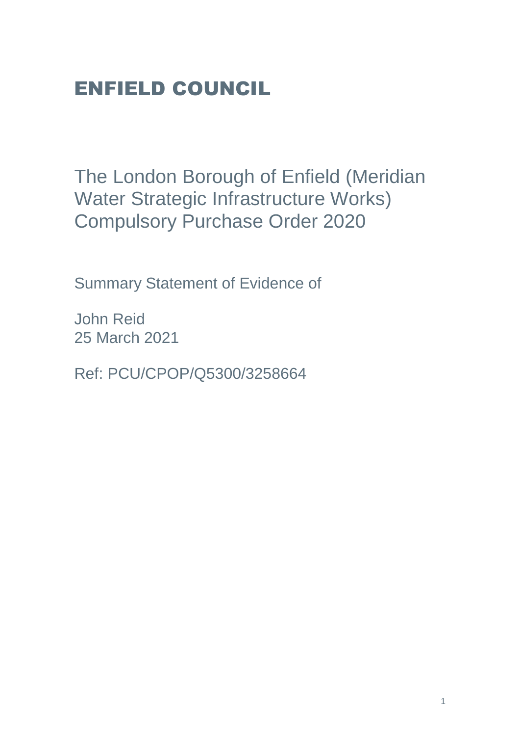# ENFIELD COUNCIL

## The London Borough of Enfield (Meridian Water Strategic Infrastructure Works) Compulsory Purchase Order 2020

Summary Statement of Evidence of

John Reid
25 March 2021

Ref: PCU/CPOP/Q5300/3258664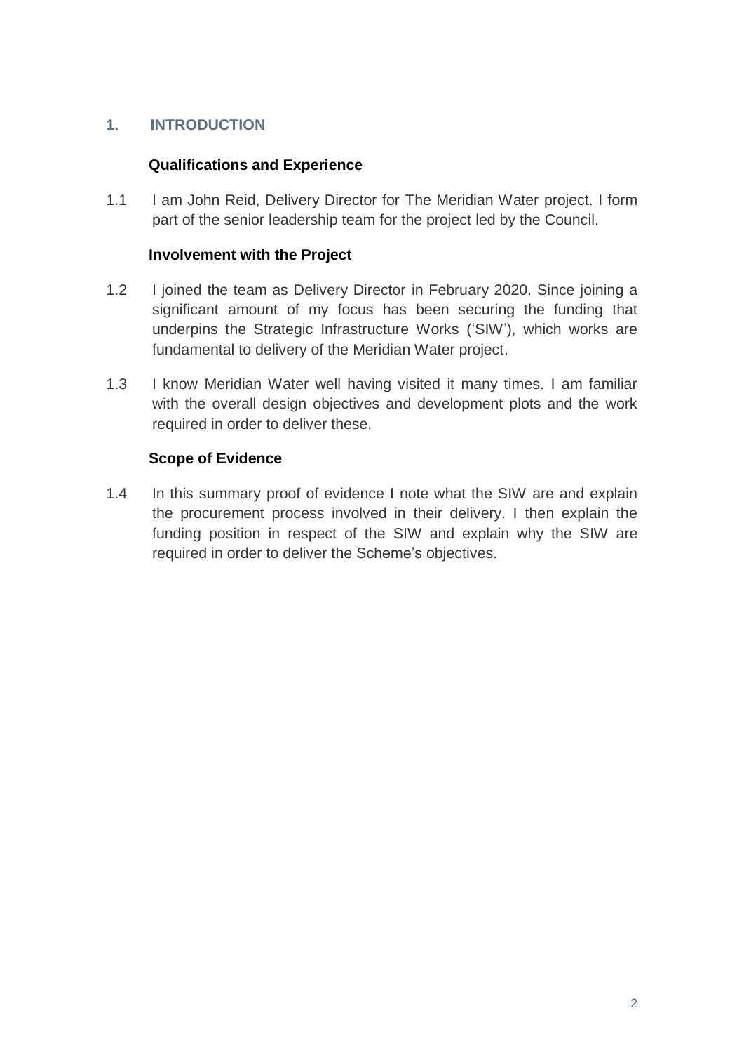## 1. INTRODUCTION

### Qualifications and Experience

1.1 I am John Reid, Delivery Director for The Meridian Water project. I form part of the senior leadership team for the project led by the Council.

### Involvement with the Project

1.2 I joined the team as Delivery Director in February 2020. Since joining a significant amount of my focus has been securing the funding that underpins the Strategic Infrastructure Works ('SIW'), which works are fundamental to delivery of the Meridian Water project.

1.3 I know Meridian Water well having visited it many times. I am familiar with the overall design objectives and development plots and the work required in order to deliver these.

### Scope of Evidence

1.4 In this summary proof of evidence I note what the SIW are and explain the procurement process involved in their delivery. I then explain the funding position in respect of the SIW and explain why the SIW are required in order to deliver the Scheme's objectives.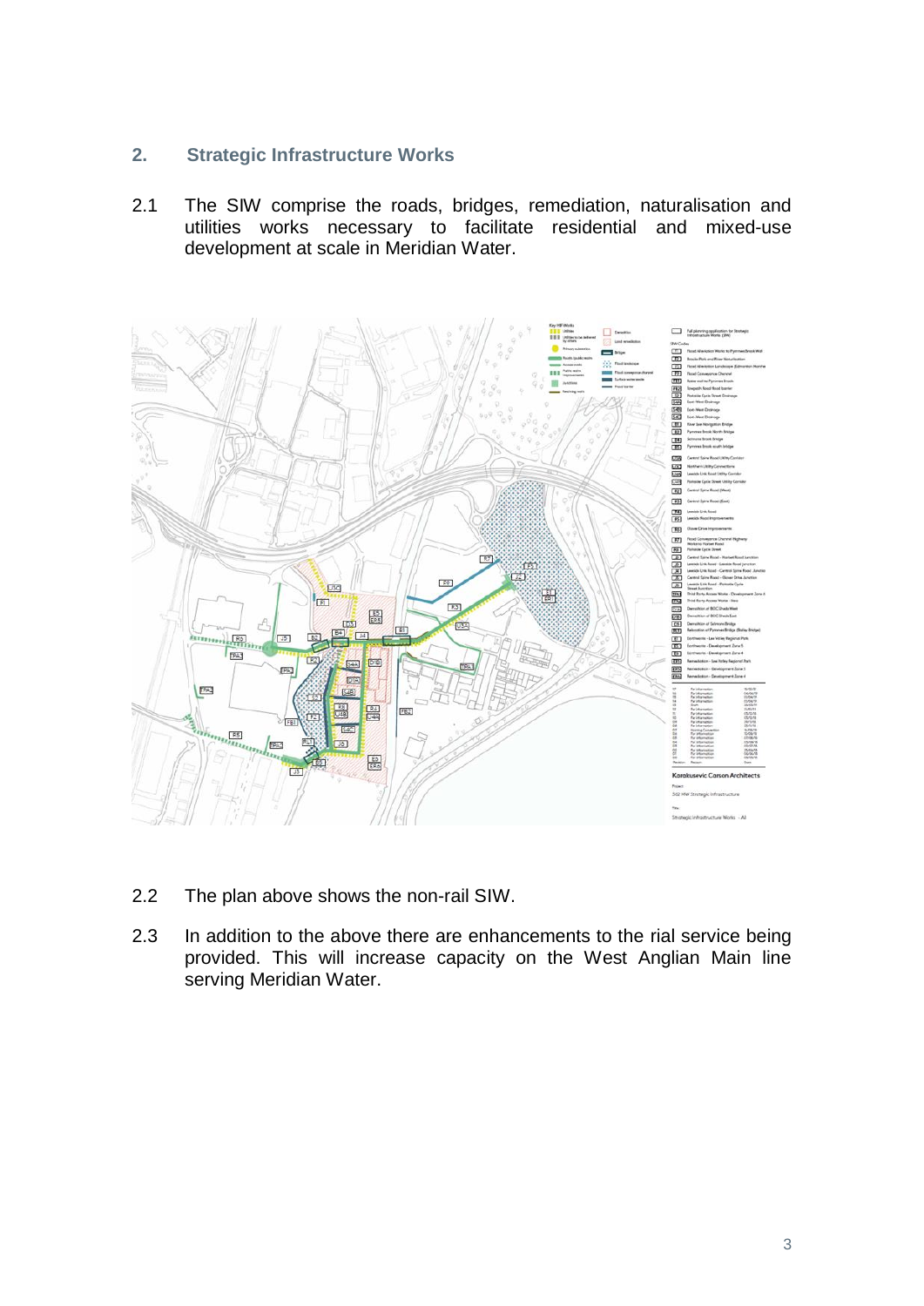## 2. Strategic Infrastructure Works

2.1 The SIW comprise the roads, bridges, remediation, naturalisation and utilities works necessary to facilitate residential and mixed-use development at scale in Meridian Water.

2.2 The plan above shows the non-rail SIW.

2.3 In addition to the above there are enhancements to the rial service being provided. This will increase capacity on the West Anglian Main line serving Meridian Water.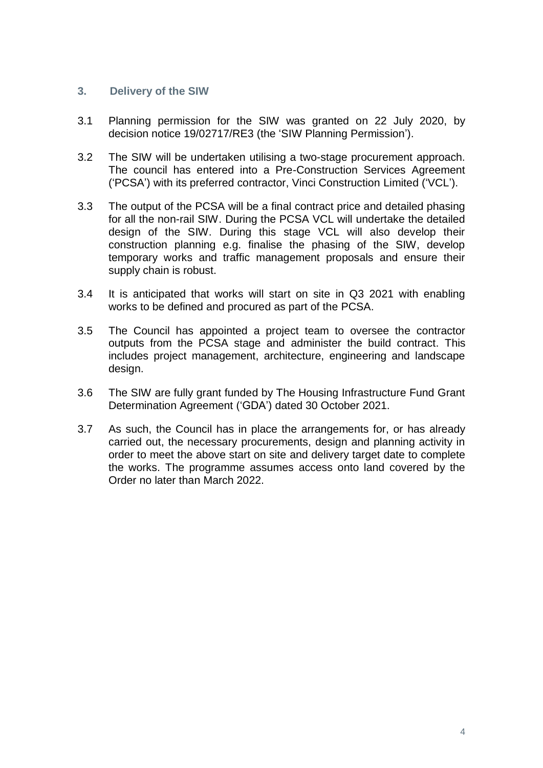## 3. Delivery of the SIW

3.1 Planning permission for the SIW was granted on 22 July 2020, by decision notice 19/02717/RE3 (the 'SIW Planning Permission').

3.2 The SIW will be undertaken utilising a two-stage procurement approach. The council has entered into a Pre-Construction Services Agreement ('PCSA') with its preferred contractor, Vinci Construction Limited ('VCL').

3.3 The output of the PCSA will be a final contract price and detailed phasing for all the non-rail SIW. During the PCSA VCL will undertake the detailed design of the SIW. During this stage VCL will also develop their construction planning e.g. finalise the phasing of the SIW, develop temporary works and traffic management proposals and ensure their supply chain is robust.

3.4 It is anticipated that works will start on site in Q3 2021 with enabling works to be defined and procured as part of the PCSA.

3.5 The Council has appointed a project team to oversee the contractor outputs from the PCSA stage and administer the build contract. This includes project management, architecture, engineering and landscape design.

3.6 The SIW are fully grant funded by The Housing Infrastructure Fund Grant Determination Agreement ('GDA') dated 30 October 2021.

3.7 As such, the Council has in place the arrangements for, or has already carried out, the necessary procurements, design and planning activity in order to meet the above start on site and delivery target date to complete the works. The programme assumes access onto land covered by the Order no later than March 2022.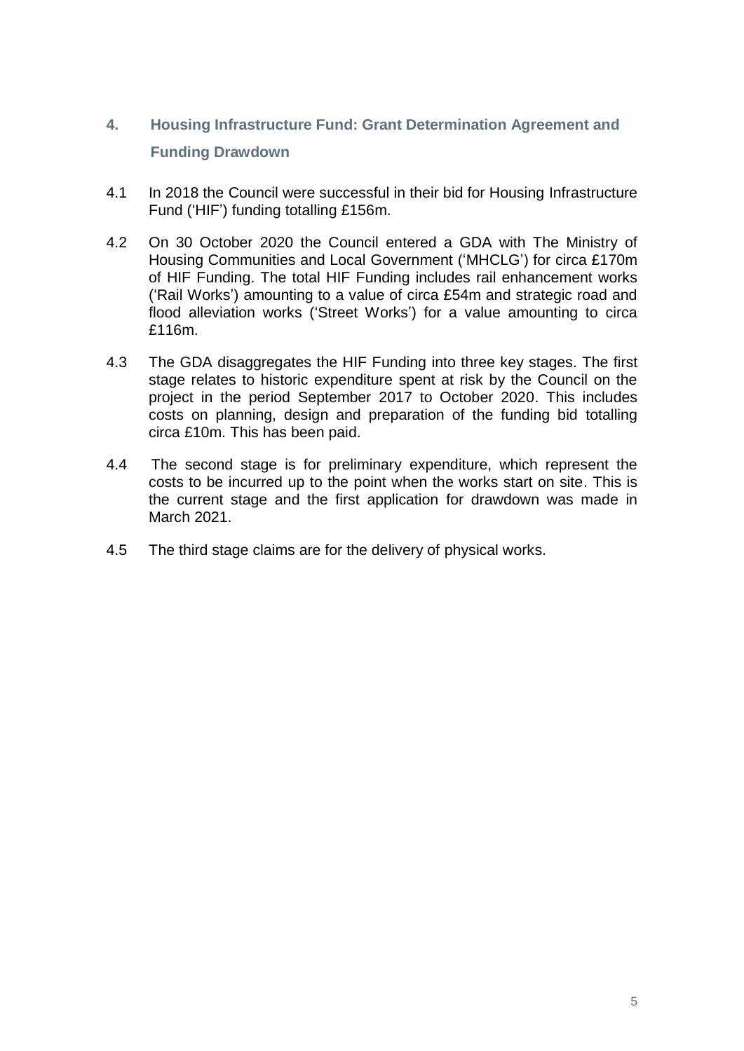## 4. Housing Infrastructure Fund: Grant Determination Agreement and Funding Drawdown

4.1 In 2018 the Council were successful in their bid for Housing Infrastructure Fund ('HIF') funding totalling £156m.

4.2 On 30 October 2020 the Council entered a GDA with The Ministry of Housing Communities and Local Government ('MHCLG') for circa £170m of HIF Funding. The total HIF Funding includes rail enhancement works ('Rail Works') amounting to a value of circa £54m and strategic road and flood alleviation works ('Street Works') for a value amounting to circa £116m.

4.3 The GDA disaggregates the HIF Funding into three key stages. The first stage relates to historic expenditure spent at risk by the Council on the project in the period September 2017 to October 2020. This includes costs on planning, design and preparation of the funding bid totalling circa £10m. This has been paid.

4.4 The second stage is for preliminary expenditure, which represent the costs to be incurred up to the point when the works start on site. This is the current stage and the first application for drawdown was made in March 2021.

4.5 The third stage claims are for the delivery of physical works.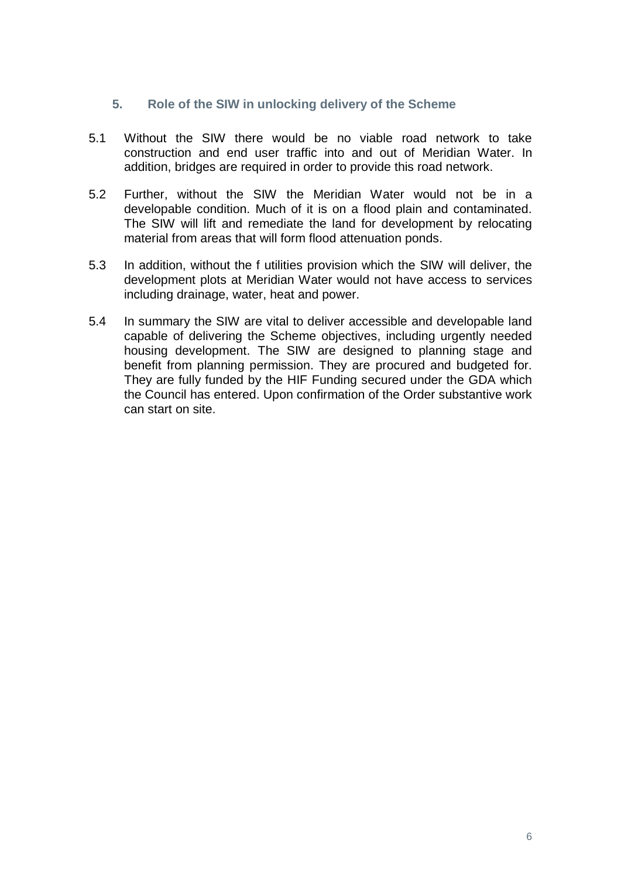## 5. Role of the SIW in unlocking delivery of the Scheme

5.1 Without the SIW there would be no viable road network to take construction and end user traffic into and out of Meridian Water. In addition, bridges are required in order to provide this road network.

5.2 Further, without the SIW the Meridian Water would not be in a developable condition. Much of it is on a flood plain and contaminated. The SIW will lift and remediate the land for development by relocating material from areas that will form flood attenuation ponds.

5.3 In addition, without the f utilities provision which the SIW will deliver, the development plots at Meridian Water would not have access to services including drainage, water, heat and power.

5.4 In summary the SIW are vital to deliver accessible and developable land capable of delivering the Scheme objectives, including urgently needed housing development. The SIW are designed to planning stage and benefit from planning permission. They are procured and budgeted for. They are fully funded by the HIF Funding secured under the GDA which the Council has entered. Upon confirmation of the Order substantive work can start on site.